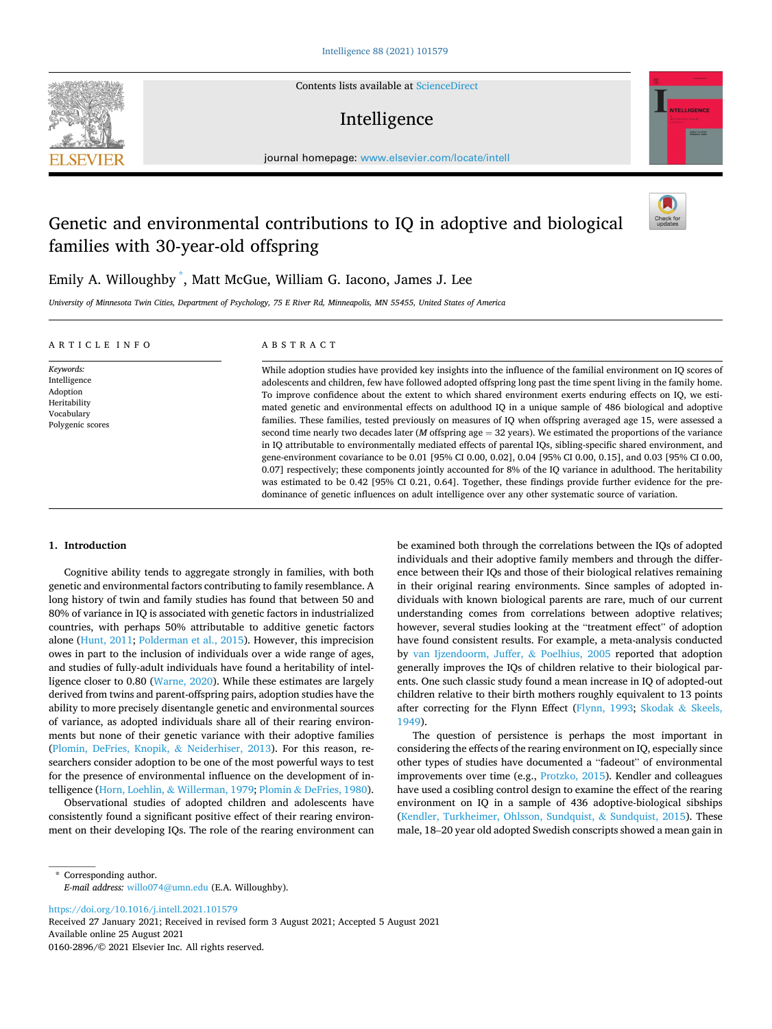# Genetic and environmental contributions to IQ in adoptive and biological families with 30-year-old offspring

Emily A. Willoughby *, Matt McGue, William G. Iacono, James J. Lee

*University of Minnesota Twin Cities, Department of Psychology, 75 E River Rd, Minneapolis, MN 55455, United States of America*

## ARTICLE INFO

*Keywords:*
Intelligence
Adoption
Heritability
Vocabulary
Polygenic scores

## ABSTRACT

While adoption studies have provided key insights into the influence of the familial environment on IQ scores of adolescents and children, few have followed adopted offspring long past the time spent living in the family home. To improve confidence about the extent to which shared environment exerts enduring effects on IQ, we estimated genetic and environmental effects on adulthood IQ in a unique sample of 486 biological and adoptive families. These families, tested previously on measures of IQ when offspring averaged age 15, were assessed a second time nearly two decades later (*M* offspring age = 32 years). We estimated the proportions of the variance in IQ attributable to environmentally mediated effects of parental IQs, sibling-specific shared environment, and gene-environment covariance to be 0.01 [95% CI 0.00, 0.02], 0.04 [95% CI 0.00, 0.15], and 0.03 [95% CI 0.00, 0.07] respectively; these components jointly accounted for 8% of the IQ variance in adulthood. The heritability was estimated to be 0.42 [95% CI 0.21, 0.64]. Together, these findings provide further evidence for the predominance of genetic influences on adult intelligence over any other systematic source of variation.

## 1. Introduction

Cognitive ability tends to aggregate strongly in families, with both genetic and environmental factors contributing to family resemblance. A long history of twin and family studies has found that between 50 and 80% of variance in IQ is associated with genetic factors in industrialized countries, with perhaps 50% attributable to additive genetic factors alone (Hunt, 2011; Polderman et al., 2015). However, this imprecision owes in part to the inclusion of individuals over a wide range of ages, and studies of fully-adult individuals have found a heritability of intelligence closer to 0.80 (Warne, 2020). While these estimates are largely derived from twins and parent-offspring pairs, adoption studies have the ability to more precisely disentangle genetic and environmental sources of variance, as adopted individuals share all of their rearing environments but none of their genetic variance with their adoptive families (Plomin, DeFries, Knopik, & Neiderhiser, 2013). For this reason, researchers consider adoption to be one of the most powerful ways to test for the presence of environmental influence on the development of intelligence (Horn, Loehlin, & Willerman, 1979; Plomin & DeFries, 1980).

Observational studies of adopted children and adolescents have consistently found a significant positive effect of their rearing environment on their developing IQs. The role of the rearing environment can be examined both through the correlations between the IQs of adopted individuals and their adoptive family members and through the difference between their IQs and those of their biological relatives remaining in their original rearing environments. Since samples of adopted individuals with known biological parents are rare, much of our current understanding comes from correlations between adoptive relatives; however, several studies looking at the "treatment effect" of adoption have found consistent results. For example, a meta-analysis conducted by van Ijzendoorn, Juffer, & Poelhius, 2005 reported that adoption generally improves the IQs of children relative to their biological parents. One such classic study found a mean increase in IQ of adopted-out children relative to their birth mothers roughly equivalent to 13 points after correcting for the Flynn Effect (Flynn, 1993; Skodak & Skeels, 1949).

The question of persistence is perhaps the most important in considering the effects of the rearing environment on IQ, especially since other types of studies have documented a "fadeout" of environmental improvements over time (e.g., Protzko, 2015). Kendler and colleagues have used a cosibling control design to examine the effect of the rearing environment on IQ in a sample of 436 adoptive-biological sibships (Kendler, Turkheimer, Ohlsson, Sundquist, & Sundquist, 2015). These male, 18–20 year old adopted Swedish conscripts showed a mean gain in

* Corresponding author.
*E-mail address:* willo074@umn.edu (E.A. Willoughby).

https://doi.org/10.1016/j.intell.2021.101579
Received 27 January 2021; Received in revised form 3 August 2021; Accepted 5 August 2021
Available online 25 August 2021
0160-2896/© 2021 Elsevier Inc. All rights reserved.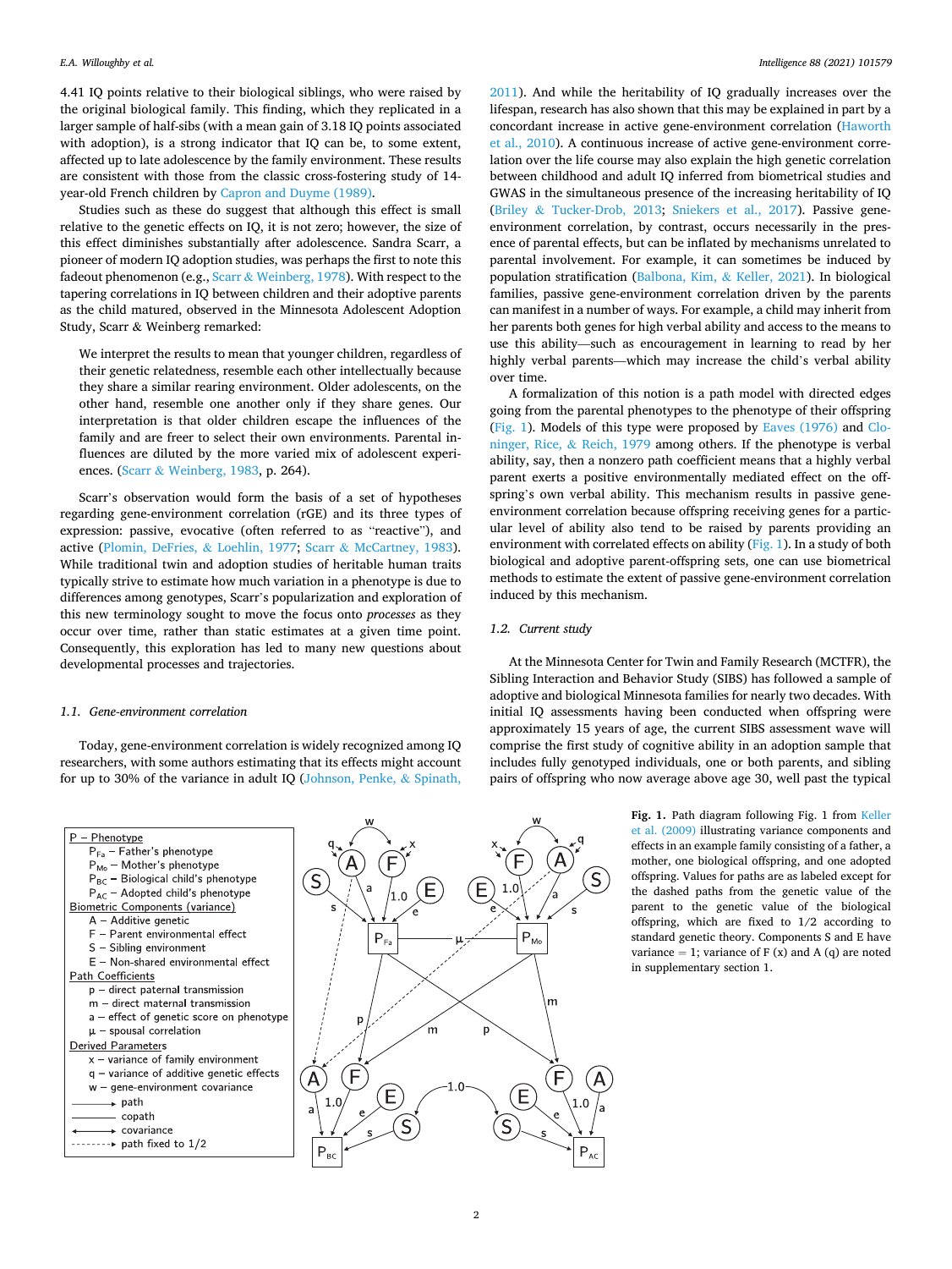4.41 IQ points relative to their biological siblings, who were raised by the original biological family. This finding, which they replicated in a larger sample of half-sibs (with a mean gain of 3.18 IQ points associated with adoption), is a strong indicator that IQ can be, to some extent, affected up to late adolescence by the family environment. These results are consistent with those from the classic cross-fostering study of 14-year-old French children by Capron and Duyme (1989).

Studies such as these do suggest that although this effect is small relative to the genetic effects on IQ, it is not zero; however, the size of this effect diminishes substantially after adolescence. Sandra Scarr, a pioneer of modern IQ adoption studies, was perhaps the first to note this fadeout phenomenon (e.g., Scarr & Weinberg, 1978). With respect to the tapering correlations in IQ between children and their adoptive parents as the child matured, observed in the Minnesota Adolescent Adoption Study, Scarr & Weinberg remarked:

> We interpret the results to mean that younger children, regardless of their genetic relatedness, resemble each other intellectually because they share a similar rearing environment. Older adolescents, on the other hand, resemble one another only if they share genes. Our interpretation is that older children escape the influences of the family and are freer to select their own environments. Parental influences are diluted by the more varied mix of adolescent experiences. (Scarr & Weinberg, 1983, p. 264).

Scarr's observation would form the basis of a set of hypotheses regarding gene-environment correlation (rGE) and its three types of expression: passive, evocative (often referred to as "reactive"), and active (Plomin, DeFries, & Loehlin, 1977; Scarr & McCartney, 1983). While traditional twin and adoption studies of heritable human traits typically strive to estimate how much variation in a phenotype is due to differences among genotypes, Scarr's popularization and exploration of this new terminology sought to move the focus onto *processes* as they occur over time, rather than static estimates at a given time point. Consequently, this exploration has led to many new questions about developmental processes and trajectories.

### 1.1. Gene-environment correlation

Today, gene-environment correlation is widely recognized among IQ researchers, with some authors estimating that its effects might account for up to 30% of the variance in adult IQ (Johnson, Penke, & Spinath, 2011). And while the heritability of IQ gradually increases over the lifespan, research has also shown that this may be explained in part by a concordant increase in active gene-environment correlation (Haworth et al., 2010). A continuous increase of active gene-environment correlation over the life course may also explain the high genetic correlation between childhood and adult IQ inferred from biometrical studies and GWAS in the simultaneous presence of the increasing heritability of IQ (Briley & Tucker-Drob, 2013; Sniekers et al., 2017). Passive gene-environment correlation, by contrast, occurs necessarily in the presence of parental effects, but can be inflated by mechanisms unrelated to parental involvement. For example, it can sometimes be induced by population stratification (Balbona, Kim, & Keller, 2021). In biological families, passive gene-environment correlation driven by the parents can manifest in a number of ways. For example, a child may inherit from her parents both genes for high verbal ability and access to the means to use this ability—such as encouragement in learning to read by her highly verbal parents—which may increase the child's verbal ability over time.

A formalization of this notion is a path model with directed edges going from the parental phenotypes to the phenotype of their offspring (Fig. 1). Models of this type were proposed by Eaves (1976) and Cloninger, Rice, & Reich, 1979 among others. If the phenotype is verbal ability, say, then a nonzero path coefficient means that a highly verbal parent exerts a positive environmentally mediated effect on the offspring's own verbal ability. This mechanism results in passive gene-environment correlation because offspring receiving genes for a particular level of ability also tend to be raised by parents providing an environment with correlated effects on ability (Fig. 1). In a study of both biological and adoptive parent-offspring sets, one can use biometrical methods to estimate the extent of passive gene-environment correlation induced by this mechanism.

### 1.2. Current study

At the Minnesota Center for Twin and Family Research (MCTFR), the Sibling Interaction and Behavior Study (SIBS) has followed a sample of adoptive and biological Minnesota families for nearly two decades. With initial IQ assessments having been conducted when offspring were approximately 15 years of age, the current SIBS assessment wave will comprise the first study of cognitive ability in an adoption sample that includes fully genotyped individuals, one or both parents, and sibling pairs of offspring who now average above age 30, well past the typical

**Fig. 1.** Path diagram following Fig. 1 from Keller et al. (2009) illustrating variance components and effects in an example family consisting of a father, a mother, one biological offspring, and one adopted offspring. Values for paths are as labeled except for the dashed paths from the genetic value of the parent to the genetic value of the biological offspring, which are fixed to 1/2 according to standard genetic theory. Components S and E have variance = 1; variance of F (x) and A (q) are noted in supplementary section 1.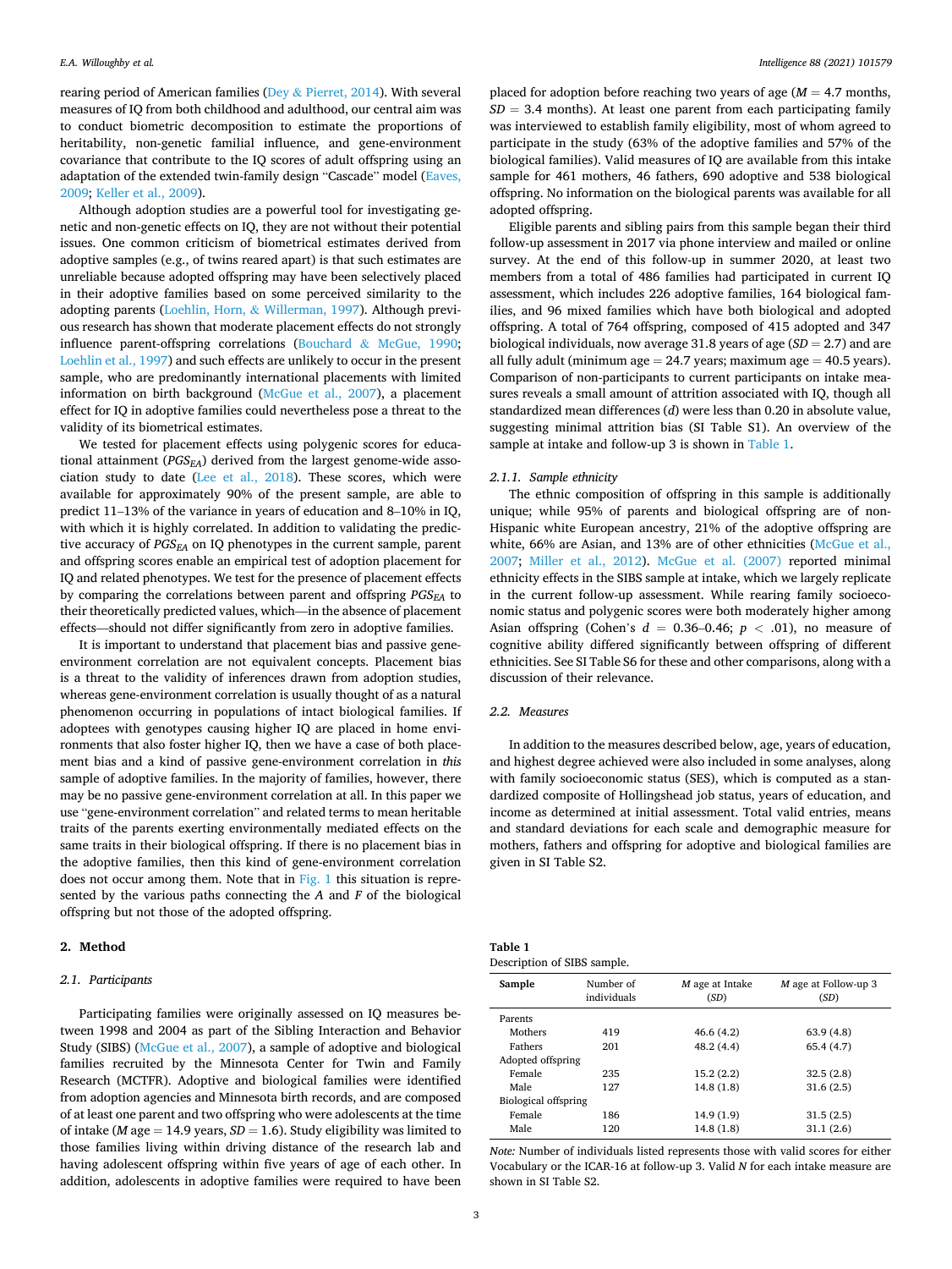rearing period of American families (Dey & Pierret, 2014). With several measures of IQ from both childhood and adulthood, our central aim was to conduct biometric decomposition to estimate the proportions of heritability, non-genetic familial influence, and gene-environment covariance that contribute to the IQ scores of adult offspring using an adaptation of the extended twin-family design "Cascade" model (Eaves, 2009; Keller et al., 2009).

Although adoption studies are a powerful tool for investigating genetic and non-genetic effects on IQ, they are not without their potential issues. One common criticism of biometrical estimates derived from adoptive samples (e.g., of twins reared apart) is that such estimates are unreliable because adopted offspring may have been selectively placed in their adoptive families based on some perceived similarity to the adopting parents (Loehlin, Horn, & Willerman, 1997). Although previous research has shown that moderate placement effects do not strongly influence parent-offspring correlations (Bouchard & McGue, 1990; Loehlin et al., 1997) and such effects are unlikely to occur in the present sample, who are predominantly international placements with limited information on birth background (McGue et al., 2007), a placement effect for IQ in adoptive families could nevertheless pose a threat to the validity of its biometrical estimates.

We tested for placement effects using polygenic scores for educational attainment ($PGS_{EA}$) derived from the largest genome-wide association study to date (Lee et al., 2018). These scores, which were available for approximately 90% of the present sample, are able to predict 11–13% of the variance in years of education and 8–10% in IQ, with which it is highly correlated. In addition to validating the predictive accuracy of $PGS_{EA}$ on IQ phenotypes in the current sample, parent and offspring scores enable an empirical test of adoption placement for IQ and related phenotypes. We test for the presence of placement effects by comparing the correlations between parent and offspring $PGS_{EA}$ to their theoretically predicted values, which—in the absence of placement effects—should not differ significantly from zero in adoptive families.

It is important to understand that placement bias and passive gene-environment correlation are not equivalent concepts. Placement bias is a threat to the validity of inferences drawn from adoption studies, whereas gene-environment correlation is usually thought of as a natural phenomenon occurring in populations of intact biological families. If adoptees with genotypes causing higher IQ are placed in home environments that also foster higher IQ, then we have a case of both placement bias and a kind of passive gene-environment correlation in *this* sample of adoptive families. In the majority of families, however, there may be no passive gene-environment correlation at all. In this paper we use "gene-environment correlation" and related terms to mean heritable traits of the parents exerting environmentally mediated effects on the same traits in their biological offspring. If there is no placement bias in the adoptive families, then this kind of gene-environment correlation does not occur among them. Note that in Fig. 1 this situation is represented by the various paths connecting the *A* and *F* of the biological offspring but not those of the adopted offspring.

## 2. Method

### 2.1. Participants

Participating families were originally assessed on IQ measures between 1998 and 2004 as part of the Sibling Interaction and Behavior Study (SIBS) (McGue et al., 2007), a sample of adoptive and biological families recruited by the Minnesota Center for Twin and Family Research (MCTFR). Adoptive and biological families were identified from adoption agencies and Minnesota birth records, and are composed of at least one parent and two offspring who were adolescents at the time of intake ($M$ age = 14.9 years, $SD$ = 1.6). Study eligibility was limited to those families living within driving distance of the research lab and having adolescent offspring within five years of age of each other. In addition, adolescents in adoptive families were required to have been placed for adoption before reaching two years of age ($M$ = 4.7 months, $SD$ = 3.4 months). At least one parent from each participating family was interviewed to establish family eligibility, most of whom agreed to participate in the study (63% of the adoptive families and 57% of the biological families). Valid measures of IQ are available from this intake sample for 461 mothers, 46 fathers, 690 adoptive and 538 biological offspring. No information on the biological parents was available for all adopted offspring.

Eligible parents and sibling pairs from this sample began their third follow-up assessment in 2017 via phone interview and mailed or online survey. At the end of this follow-up in summer 2020, at least two members from a total of 486 families had participated in current IQ assessment, which includes 226 adoptive families, 164 biological families, and 96 mixed families which have both biological and adopted offspring. A total of 764 offspring, composed of 415 adopted and 347 biological individuals, now average 31.8 years of age ($SD$ = 2.7) and are all fully adult (minimum age = 24.7 years; maximum age = 40.5 years). Comparison of non-participants to current participants on intake measures reveals a small amount of attrition associated with IQ, though all standardized mean differences ($d$) were less than 0.20 in absolute value, suggesting minimal attrition bias (SI Table S1). An overview of the sample at intake and follow-up 3 is shown in Table 1.

#### 2.1.1. Sample ethnicity

The ethnic composition of offspring in this sample is additionally unique; while 95% of parents and biological offspring are of non-Hispanic white European ancestry, 21% of the adoptive offspring are white, 66% are Asian, and 13% are of other ethnicities (McGue et al., 2007; Miller et al., 2012). McGue et al. (2007) reported minimal ethnicity effects in the SIBS sample at intake, which we largely replicate in the current follow-up assessment. While rearing family socioeconomic status and polygenic scores were both moderately higher among Asian offspring (Cohen's $d$ = 0.36–0.46; $p < .01$), no measure of cognitive ability differed significantly between offspring of different ethnicities. See SI Table S6 for these and other comparisons, along with a discussion of their relevance.

### 2.2. Measures

In addition to the measures described below, age, years of education, and highest degree achieved were also included in some analyses, along with family socioeconomic status (SES), which is computed as a standardized composite of Hollingshead job status, years of education, and income as determined at initial assessment. Total valid entries, means and standard deviations for each scale and demographic measure for mothers, fathers and offspring for adoptive and biological families are given in SI Table S2.

**Table 1**
Description of SIBS sample.

| Sample | Number of individuals | $M$ age at Intake ($SD$) | $M$ age at Follow-up 3 ($SD$) |
|---|---|---|---|
| Parents | | | |
| Mothers | 419 | 46.6 (4.2) | 63.9 (4.8) |
| Fathers | 201 | 48.2 (4.4) | 65.4 (4.7) |
| Adopted offspring | | | |
| Female | 235 | 15.2 (2.2) | 32.5 (2.8) |
| Male | 127 | 14.8 (1.8) | 31.6 (2.5) |
| Biological offspring | | | |
| Female | 186 | 14.9 (1.9) | 31.5 (2.5) |
| Male | 120 | 14.8 (1.8) | 31.1 (2.6) |

*Note:* Number of individuals listed represents those with valid scores for either Vocabulary or the ICAR-16 at follow-up 3. Valid $N$ for each intake measure are shown in SI Table S2.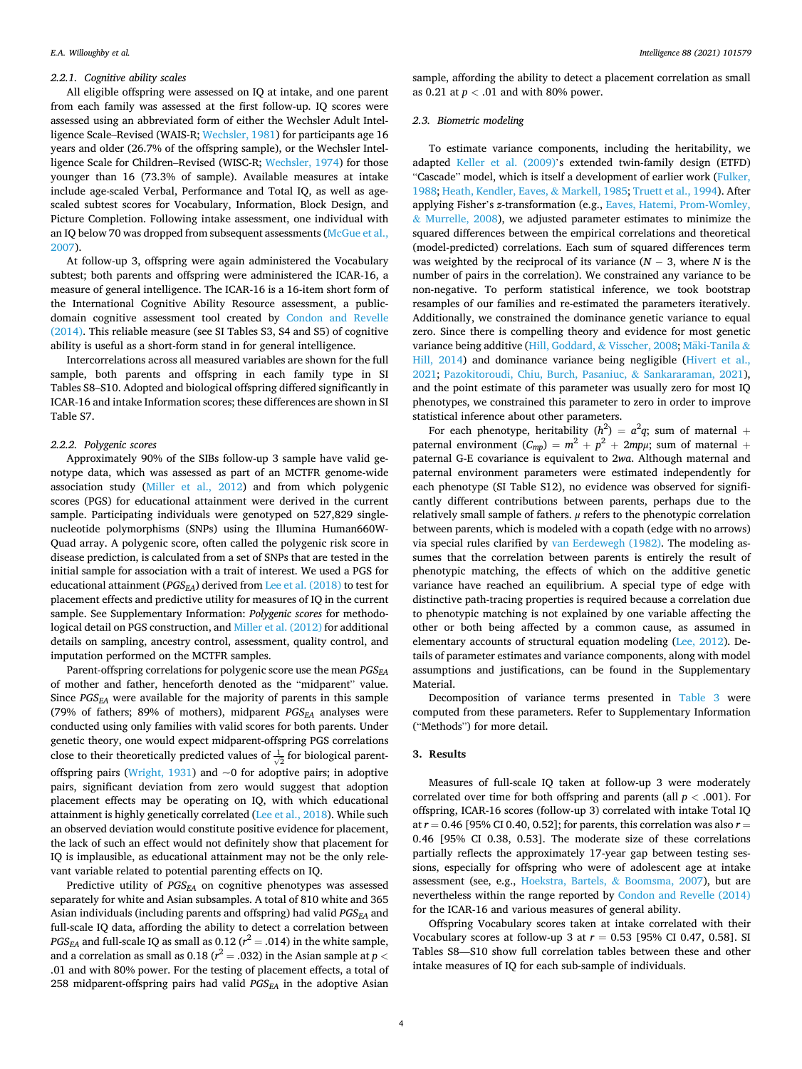#### 2.2.1. Cognitive ability scales

All eligible offspring were assessed on IQ at intake, and one parent from each family was assessed at the first follow-up. IQ scores were assessed using an abbreviated form of either the Wechsler Adult Intelligence Scale–Revised (WAIS-R; Wechsler, 1981) for participants age 16 years and older (26.7% of the offspring sample), or the Wechsler Intelligence Scale for Children–Revised (WISC-R; Wechsler, 1974) for those younger than 16 (73.3% of sample). Available measures at intake include age-scaled Verbal, Performance and Total IQ, as well as age-scaled subtest scores for Vocabulary, Information, Block Design, and Picture Completion. Following intake assessment, one individual with an IQ below 70 was dropped from subsequent assessments (McGue et al., 2007).

At follow-up 3, offspring were again administered the Vocabulary subtest; both parents and offspring were administered the ICAR-16, a measure of general intelligence. The ICAR-16 is a 16-item short form of the International Cognitive Ability Resource assessment, a public-domain cognitive assessment tool created by Condon and Revelle (2014). This reliable measure (see SI Tables S3, S4 and S5) of cognitive ability is useful as a short-form stand in for general intelligence.

Intercorrelations across all measured variables are shown for the full sample, both parents and offspring in each family type in SI Tables S8–S10. Adopted and biological offspring differed significantly in ICAR-16 and intake Information scores; these differences are shown in SI Table S7.

#### 2.2.2. Polygenic scores

Approximately 90% of the SIBs follow-up 3 sample have valid genotype data, which was assessed as part of an MCTFR genome-wide association study (Miller et al., 2012) and from which polygenic scores (PGS) for educational attainment were derived in the current sample. Participating individuals were genotyped on 527,829 single-nucleotide polymorphisms (SNPs) using the Illumina Human660W-Quad array. A polygenic score, often called the polygenic risk score in disease prediction, is calculated from a set of SNPs that are tested in the initial sample for association with a trait of interest. We used a PGS for educational attainment ($PGS_{EA}$) derived from Lee et al. (2018) to test for placement effects and predictive utility for measures of IQ in the current sample. See Supplementary Information: *Polygenic scores* for methodological detail on PGS construction, and Miller et al. (2012) for additional details on sampling, ancestry control, assessment, quality control, and imputation performed on the MCTFR samples.

Parent-offspring correlations for polygenic score use the mean $PGS_{EA}$ of mother and father, henceforth denoted as the "midparent" value. Since $PGS_{EA}$ were available for the majority of parents in this sample (79% of fathers; 89% of mothers), midparent $PGS_{EA}$ analyses were conducted using only families with valid scores for both parents. Under genetic theory, one would expect midparent-offspring PGS correlations close to their theoretically predicted values of $\frac{1}{\sqrt{2}}$ for biological parent-offspring pairs (Wright, 1931) and ~0 for adoptive pairs; in adoptive pairs, significant deviation from zero would suggest that adoption placement effects may be operating on IQ, with which educational attainment is highly genetically correlated (Lee et al., 2018). While such an observed deviation would constitute positive evidence for placement, the lack of such an effect would not definitely show that placement for IQ is implausible, as educational attainment may not be the only relevant variable related to potential parenting effects on IQ.

Predictive utility of $PGS_{EA}$ on cognitive phenotypes was assessed separately for white and Asian subsamples. A total of 810 white and 365 Asian individuals (including parents and offspring) had valid $PGS_{EA}$ and full-scale IQ data, affording the ability to detect a correlation between $PGS_{EA}$ and full-scale IQ as small as 0.12 ($r^2 = .014$) in the white sample, and a correlation as small as 0.18 ($r^2 = .032$) in the Asian sample at $p < .01$ and with 80% power. For the testing of placement effects, a total of 258 midparent-offspring pairs had valid $PGS_{EA}$ in the adoptive Asian sample, affording the ability to detect a placement correlation as small as 0.21 at $p < .01$ and with 80% power.

### 2.3. Biometric modeling

To estimate variance components, including the heritability, we adapted Keller et al. (2009)'s extended twin-family design (ETFD) "Cascade" model, which is itself a development of earlier work (Fulker, 1988; Heath, Kendler, Eaves, & Markell, 1985; Truett et al., 1994). After applying Fisher's *z*-transformation (e.g., Eaves, Hatemi, Prom-Womley, & Murrelle, 2008), we adjusted parameter estimates to minimize the squared differences between the empirical correlations and theoretical (model-predicted) correlations. Each sum of squared differences term was weighted by the reciprocal of its variance ($N - 3$, where $N$ is the number of pairs in the correlation). We constrained any variance to be non-negative. To perform statistical inference, we took bootstrap resamples of our families and re-estimated the parameters iteratively. Additionally, we constrained the dominance genetic variance to equal zero. Since there is compelling theory and evidence for most genetic variance being additive (Hill, Goddard, & Visscher, 2008; Mäki-Tanila & Hill, 2014) and dominance variance being negligible (Hivert et al., 2021; Pazokitoroudi, Chiu, Burch, Pasaniuc, & Sankararaman, 2021), and the point estimate of this parameter was usually zero for most IQ phenotypes, we constrained this parameter to zero in order to improve statistical inference about other parameters.

For each phenotype, heritability ($h^2$) = $a^2q$; sum of maternal + paternal environment ($C_{mp}$) = $m^2 + p^2 + 2mp\mu$; sum of maternal + paternal G-E covariance is equivalent to $2wa$. Although maternal and paternal environment parameters were estimated independently for each phenotype (SI Table S12), no evidence was observed for significantly different contributions between parents, perhaps due to the relatively small sample of fathers. $\mu$ refers to the phenotypic correlation between parents, which is modeled with a copath (edge with no arrows) via special rules clarified by van Eerdewegh (1982). The modeling assumes that the correlation between parents is entirely the result of phenotypic matching, the effects of which on the additive genetic variance have reached an equilibrium. A special type of edge with distinctive path-tracing properties is required because a correlation due to phenotypic matching is not explained by one variable affecting the other or both being affected by a common cause, as assumed in elementary accounts of structural equation modeling (Lee, 2012). Details of parameter estimates and variance components, along with model assumptions and justifications, can be found in the Supplementary Material.

Decomposition of variance terms presented in Table 3 were computed from these parameters. Refer to Supplementary Information ("Methods") for more detail.

## 3. Results

Measures of full-scale IQ taken at follow-up 3 were moderately correlated over time for both offspring and parents (all $p < .001$). For offspring, ICAR-16 scores (follow-up 3) correlated with intake Total IQ at $r = 0.46$ [95% CI 0.40, 0.52]; for parents, this correlation was also $r = 0.46$ [95% CI 0.38, 0.53]. The moderate size of these correlations partially reflects the approximately 17-year gap between testing sessions, especially for offspring who were of adolescent age at intake assessment (see, e.g., Hoekstra, Bartels, & Boomsma, 2007), but are nevertheless within the range reported by Condon and Revelle (2014) for the ICAR-16 and various measures of general ability.

Offspring Vocabulary scores taken at intake correlated with their Vocabulary scores at follow-up 3 at $r = 0.53$ [95% CI 0.47, 0.58]. SI Tables S8—S10 show full correlation tables between these and other intake measures of IQ for each sub-sample of individuals.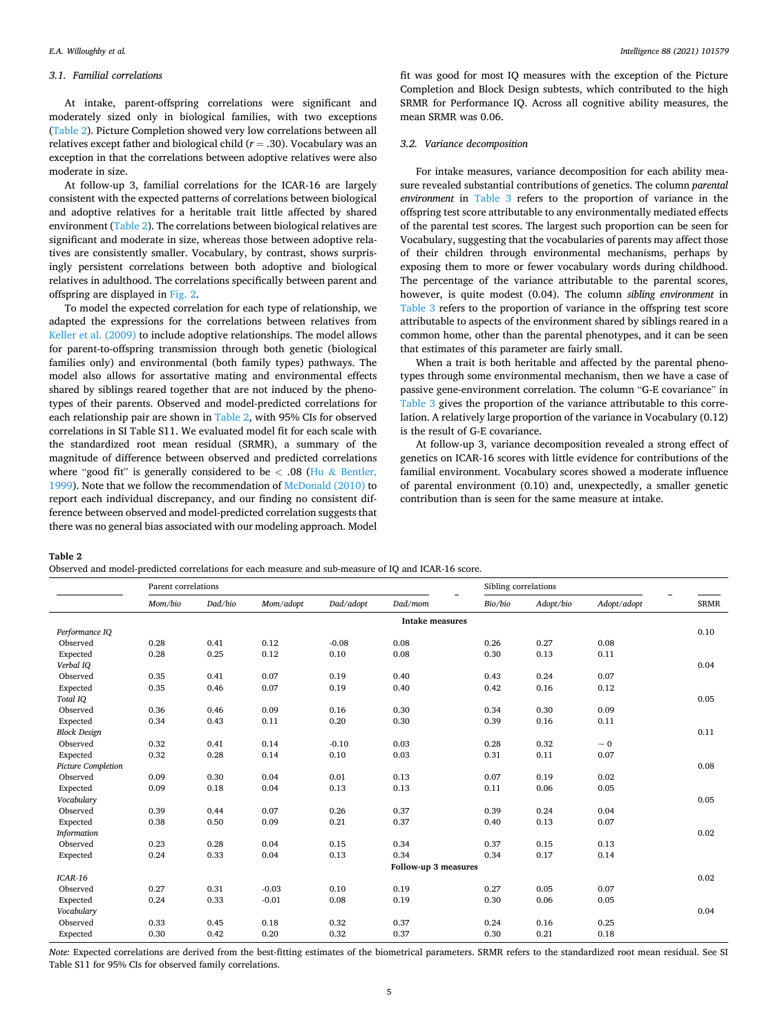### 3.1. Familial correlations

At intake, parent-offspring correlations were significant and moderately sized only in biological families, with two exceptions (Table 2). Picture Completion showed very low correlations between all relatives except father and biological child ($r = .30$). Vocabulary was an exception in that the correlations between adoptive relatives were also moderate in size.

At follow-up 3, familial correlations for the ICAR-16 are largely consistent with the expected patterns of correlations between biological and adoptive relatives for a heritable trait little affected by shared environment (Table 2). The correlations between biological relatives are significant and moderate in size, whereas those between adoptive relatives are consistently smaller. Vocabulary, by contrast, shows surprisingly persistent correlations between both adoptive and biological relatives in adulthood. The correlations specifically between parent and offspring are displayed in Fig. 2.

To model the expected correlation for each type of relationship, we adapted the expressions for the correlations between relatives from Keller et al. (2009) to include adoptive relationships. The model allows for parent-to-offspring transmission through both genetic (biological families only) and environmental (both family types) pathways. The model also allows for assortative mating and environmental effects shared by siblings reared together that are not induced by the phenotypes of their parents. Observed and model-predicted correlations for each relationship pair are shown in Table 2, with 95% CIs for observed correlations in SI Table S11. We evaluated model fit for each scale with the standardized root mean residual (SRMR), a summary of the magnitude of difference between observed and predicted correlations where "good fit" is generally considered to be < .08 (Hu & Bentler, 1999). Note that we follow the recommendation of McDonald (2010) to report each individual discrepancy, and our finding no consistent difference between observed and model-predicted correlation suggests that there was no general bias associated with our modeling approach. Model fit was good for most IQ measures with the exception of the Picture Completion and Block Design subtests, which contributed to the high SRMR for Performance IQ. Across all cognitive ability measures, the mean SRMR was 0.06.

### 3.2. Variance decomposition

For intake measures, variance decomposition for each ability measure revealed substantial contributions of genetics. The column *parental environment* in Table 3 refers to the proportion of variance in the offspring test score attributable to any environmentally mediated effects of the parental test scores. The largest such proportion can be seen for Vocabulary, suggesting that the vocabularies of parents may affect those of their children through environmental mechanisms, perhaps by exposing them to more or fewer vocabulary words during childhood. The percentage of the variance attributable to the parental scores, however, is quite modest (0.04). The column *sibling environment* in Table 3 refers to the proportion of variance in the offspring test score attributable to aspects of the environment shared by siblings reared in a common home, other than the parental phenotypes, and it can be seen that estimates of this parameter are fairly small.

When a trait is both heritable and affected by the parental phenotypes through some environmental mechanism, then we have a case of passive gene-environment correlation. The column "G-E covariance" in Table 3 gives the proportion of the variance attributable to this correlation. A relatively large proportion of the variance in Vocabulary (0.12) is the result of G-E covariance.

At follow-up 3, variance decomposition revealed a strong effect of genetics on ICAR-16 scores with little evidence for contributions of the familial environment. Vocabulary scores showed a moderate influence of parental environment (0.10) and, unexpectedly, a smaller genetic contribution than is seen for the same measure at intake.

**Table 2**
Observed and model-predicted correlations for each measure and sub-measure of IQ and ICAR-16 score.

| | Parent correlations | | | | | Sibling correlations | | | |
|---|---|---|---|---|---|---|---|---|---|
| | *Mom/bio* | *Dad/bio* | *Mom/adopt* | *Dad/adopt* | *Dad/mom* | *Bio/bio* | *Adopt/bio* | *Adopt/adopt* | SRMR |
| | | | | | **Intake measures** | | | | |
| *Performance IQ* | | | | | | | | | 0.10 |
| Observed | 0.28 | 0.41 | 0.12 | -0.08 | 0.08 | 0.26 | 0.27 | 0.08 | |
| Expected | 0.28 | 0.25 | 0.12 | 0.10 | 0.08 | 0.30 | 0.13 | 0.11 | |
| *Verbal IQ* | | | | | | | | | 0.04 |
| Observed | 0.35 | 0.41 | 0.07 | 0.19 | 0.40 | 0.43 | 0.24 | 0.07 | |
| Expected | 0.35 | 0.46 | 0.07 | 0.19 | 0.40 | 0.42 | 0.16 | 0.12 | |
| *Total IQ* | | | | | | | | | 0.05 |
| Observed | 0.36 | 0.46 | 0.09 | 0.16 | 0.30 | 0.34 | 0.30 | 0.09 | |
| Expected | 0.34 | 0.43 | 0.11 | 0.20 | 0.30 | 0.39 | 0.16 | 0.11 | |
| *Block Design* | | | | | | | | | 0.11 |
| Observed | 0.32 | 0.41 | 0.14 | -0.10 | 0.03 | 0.28 | 0.32 | ~ 0 | |
| Expected | 0.32 | 0.28 | 0.14 | 0.10 | 0.03 | 0.31 | 0.11 | 0.07 | |
| *Picture Completion* | | | | | | | | | 0.08 |
| Observed | 0.09 | 0.30 | 0.04 | 0.01 | 0.13 | 0.07 | 0.19 | 0.02 | |
| Expected | 0.09 | 0.18 | 0.04 | 0.13 | 0.13 | 0.11 | 0.06 | 0.05 | |
| *Vocabulary* | | | | | | | | | 0.05 |
| Observed | 0.39 | 0.44 | 0.07 | 0.26 | 0.37 | 0.39 | 0.24 | 0.04 | |
| Expected | 0.38 | 0.50 | 0.09 | 0.21 | 0.37 | 0.40 | 0.13 | 0.07 | |
| *Information* | | | | | | | | | 0.02 |
| Observed | 0.23 | 0.28 | 0.04 | 0.15 | 0.34 | 0.37 | 0.15 | 0.13 | |
| Expected | 0.24 | 0.33 | 0.04 | 0.13 | 0.34 | 0.34 | 0.17 | 0.14 | |
| | | | | | **Follow-up 3 measures** | | | | |
| *ICAR-16* | | | | | | | | | 0.02 |
| Observed | 0.27 | 0.31 | -0.03 | 0.10 | 0.19 | 0.27 | 0.05 | 0.07 | |
| Expected | 0.24 | 0.33 | -0.01 | 0.08 | 0.19 | 0.30 | 0.06 | 0.05 | |
| *Vocabulary* | | | | | | | | | 0.04 |
| Observed | 0.33 | 0.45 | 0.18 | 0.32 | 0.37 | 0.24 | 0.16 | 0.25 | |
| Expected | 0.30 | 0.42 | 0.20 | 0.32 | 0.37 | 0.30 | 0.21 | 0.18 | |

*Note:* Expected correlations are derived from the best-fitting estimates of the biometrical parameters. SRMR refers to the standardized root mean residual. See SI Table S11 for 95% CIs for observed family correlations.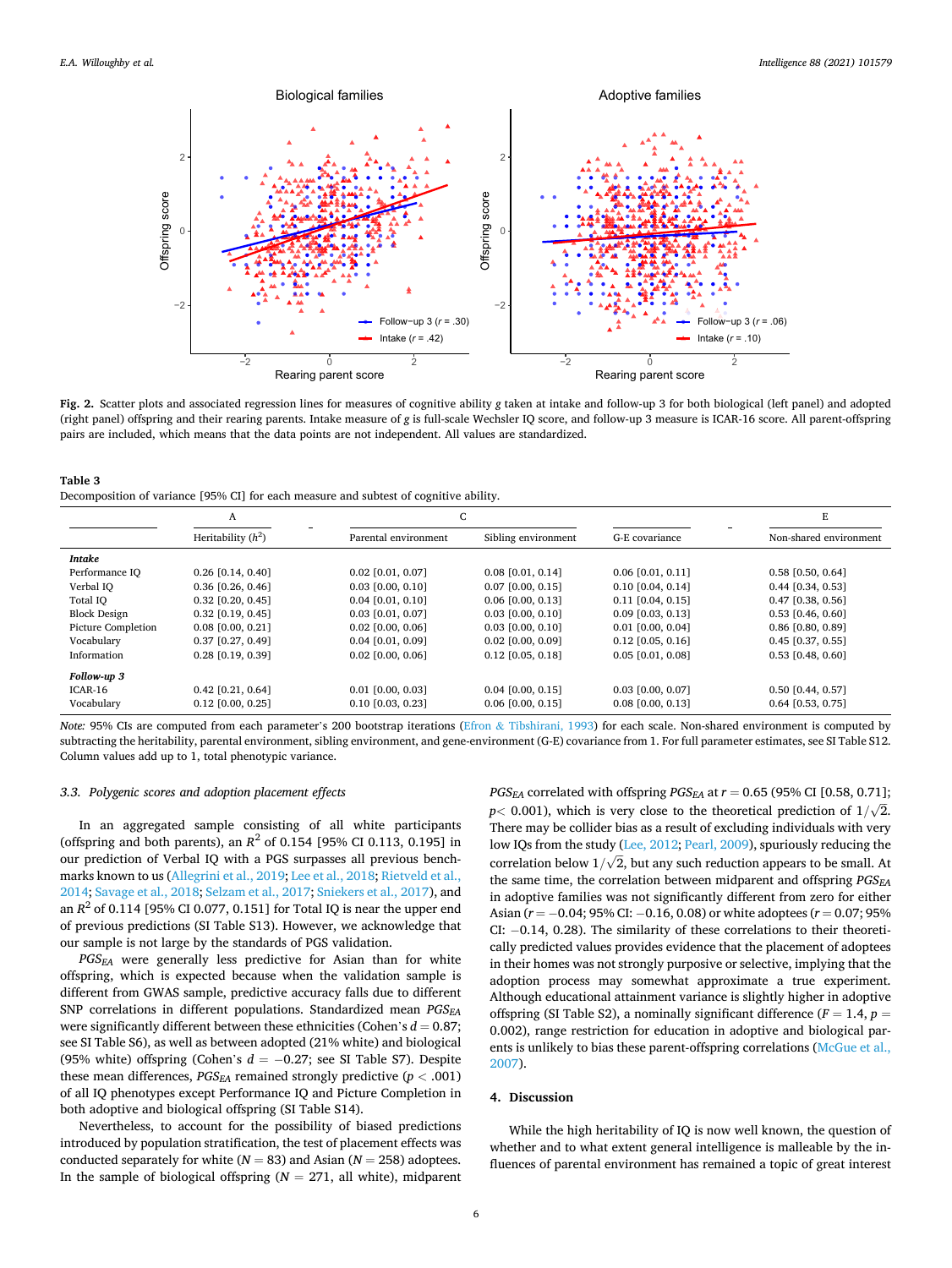**Fig. 2.** Scatter plots and associated regression lines for measures of cognitive ability *g* taken at intake and follow-up 3 for both biological (left panel) and adopted (right panel) offspring and their rearing parents. Intake measure of *g* is full-scale Wechsler IQ score, and follow-up 3 measure is ICAR-16 score. All parent-offspring pairs are included, which means that the data points are not independent. All values are standardized.

**Table 3**
Decomposition of variance [95% CI] for each measure and subtest of cognitive ability.

| | A | C | | | E |
|---|---|---|---|---|---|
| | Heritability ($h^2$) | Parental environment | Sibling environment | G-E covariance | Non-shared environment |
| ***Intake*** | | | | | |
| Performance IQ | 0.26 [0.14, 0.40] | 0.02 [0.01, 0.07] | 0.08 [0.01, 0.14] | 0.06 [0.01, 0.11] | 0.58 [0.50, 0.64] |
| Verbal IQ | 0.36 [0.26, 0.46] | 0.03 [0.00, 0.10] | 0.07 [0.00, 0.15] | 0.10 [0.04, 0.14] | 0.44 [0.34, 0.53] |
| Total IQ | 0.32 [0.20, 0.45] | 0.04 [0.01, 0.10] | 0.06 [0.00, 0.13] | 0.11 [0.04, 0.15] | 0.47 [0.38, 0.56] |
| Block Design | 0.32 [0.19, 0.45] | 0.03 [0.01, 0.07] | 0.03 [0.00, 0.10] | 0.09 [0.03, 0.13] | 0.53 [0.46, 0.60] |
| Picture Completion | 0.08 [0.00, 0.21] | 0.02 [0.00, 0.06] | 0.03 [0.00, 0.10] | 0.01 [0.00, 0.04] | 0.86 [0.80, 0.89] |
| Vocabulary | 0.37 [0.27, 0.49] | 0.04 [0.01, 0.09] | 0.02 [0.00, 0.09] | 0.12 [0.05, 0.16] | 0.45 [0.37, 0.55] |
| Information | 0.28 [0.19, 0.39] | 0.02 [0.00, 0.06] | 0.12 [0.05, 0.18] | 0.05 [0.01, 0.08] | 0.53 [0.48, 0.60] |
| ***Follow-up 3*** | | | | | |
| ICAR-16 | 0.42 [0.21, 0.64] | 0.01 [0.00, 0.03] | 0.04 [0.00, 0.15] | 0.03 [0.00, 0.07] | 0.50 [0.44, 0.57] |
| Vocabulary | 0.12 [0.00, 0.25] | 0.10 [0.03, 0.23] | 0.06 [0.00, 0.15] | 0.08 [0.00, 0.13] | 0.64 [0.53, 0.75] |

*Note:* 95% CIs are computed from each parameter's 200 bootstrap iterations (Efron & Tibshirani, 1993) for each scale. Non-shared environment is computed by subtracting the heritability, parental environment, sibling environment, and gene-environment (G-E) covariance from 1. For full parameter estimates, see SI Table S12. Column values add up to 1, total phenotypic variance.

### 3.3. Polygenic scores and adoption placement effects

In an aggregated sample consisting of all white participants (offspring and both parents), an $R^2$ of 0.154 [95% CI 0.113, 0.195] in our prediction of Verbal IQ with a PGS surpasses all previous benchmarks known to us (Allegrini et al., 2019; Lee et al., 2018; Rietveld et al., 2014; Savage et al., 2018; Selzam et al., 2017; Sniekers et al., 2017), and an $R^2$ of 0.114 [95% CI 0.077, 0.151] for Total IQ is near the upper end of previous predictions (SI Table S13). However, we acknowledge that our sample is not large by the standards of PGS validation.

$PGS_{EA}$ were generally less predictive for Asian than for white offspring, which is expected because when the validation sample is different from GWAS sample, predictive accuracy falls due to different SNP correlations in different populations. Standardized mean $PGS_{EA}$ were significantly different between these ethnicities (Cohen's $d = 0.87$; see SI Table S6), as well as between adopted (21% white) and biological (95% white) offspring (Cohen's $d = -0.27$; see SI Table S7). Despite these mean differences, $PGS_{EA}$ remained strongly predictive ($p < .001$) of all IQ phenotypes except Performance IQ and Picture Completion in both adoptive and biological offspring (SI Table S14).

Nevertheless, to account for the possibility of biased predictions introduced by population stratification, the test of placement effects was conducted separately for white ($N = 83$) and Asian ($N = 258$) adoptees. In the sample of biological offspring ($N = 271$, all white), midparent $PGS_{EA}$ correlated with offspring $PGS_{EA}$ at $r = 0.65$ (95% CI [0.58, 0.71]; $p < 0.001$), which is very close to the theoretical prediction of $1/\sqrt{2}$. There may be collider bias as a result of excluding individuals with very low IQs from the study (Lee, 2012; Pearl, 2009), spuriously reducing the correlation below $1/\sqrt{2}$, but any such reduction appears to be small. At the same time, the correlation between midparent and offspring $PGS_{EA}$ in adoptive families was not significantly different from zero for either Asian ($r = -0.04$; 95% CI: $-0.16$, 0.08) or white adoptees ($r = 0.07$; 95% CI: $-0.14$, 0.28). The similarity of these correlations to their theoretically predicted values provides evidence that the placement of adoptees in their homes was not strongly purposive or selective, implying that the adoption process may somewhat approximate a true experiment. Although educational attainment variance is slightly higher in adoptive offspring (SI Table S2), a nominally significant difference ($F = 1.4$, $p = 0.002$), range restriction for education in adoptive and biological parents is unlikely to bias these parent-offspring correlations (McGue et al., 2007).

## 4. Discussion

While the high heritability of IQ is now well known, the question of whether and to what extent general intelligence is malleable by the influences of parental environment has remained a topic of great interest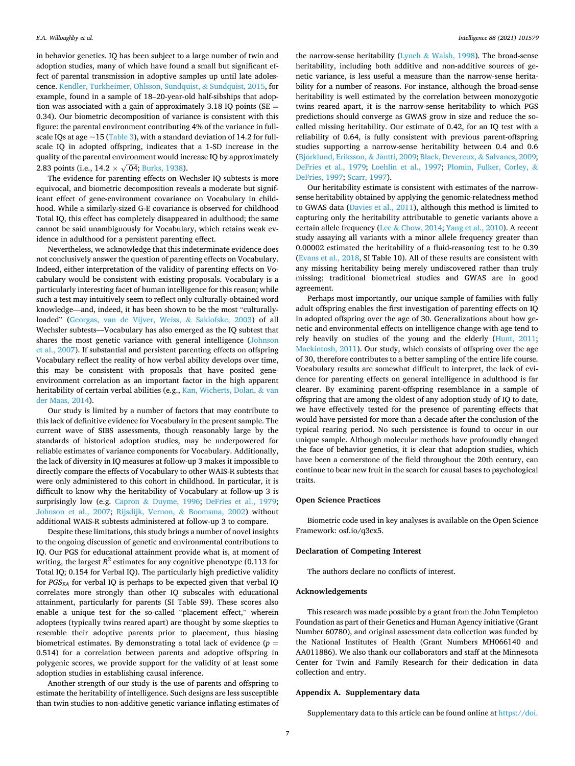in behavior genetics. IQ has been subject to a large number of twin and adoption studies, many of which have found a small but significant effect of parental transmission in adoptive samples up until late adolescence. Kendler, Turkheimer, Ohlsson, Sundquist, & Sundquist, 2015, for example, found in a sample of 18–20-year-old half-sibships that adoption was associated with a gain of approximately 3.18 IQ points (SE = 0.34). Our biometric decomposition of variance is consistent with this figure: the parental environment contributing 4% of the variance in full-scale IQs at age ~15 (Table 3), with a standard deviation of 14.2 for full-scale IQ in adopted offspring, indicates that a 1-SD increase in the quality of the parental environment would increase IQ by approximately 2.83 points (i.e., $14.2 \times \sqrt{.04}$; Burks, 1938).

The evidence for parenting effects on Wechsler IQ subtests is more equivocal, and biometric decomposition reveals a moderate but significant effect of gene-environment covariance on Vocabulary in childhood. While a similarly-sized G-E covariance is observed for childhood Total IQ, this effect has completely disappeared in adulthood; the same cannot be said unambiguously for Vocabulary, which retains weak evidence in adulthood for a persistent parenting effect.

Nevertheless, we acknowledge that this indeterminate evidence does not conclusively answer the question of parenting effects on Vocabulary. Indeed, either interpretation of the validity of parenting effects on Vocabulary would be consistent with existing proposals. Vocabulary is a particularly interesting facet of human intelligence for this reason; while such a test may intuitively seem to reflect only culturally-obtained word knowledge—and, indeed, it has been shown to be the most "culturally-loaded" (Georgas, van de Vijver, Weiss, & Saklofske, 2003) of all Wechsler subtests—Vocabulary has also emerged as the IQ subtest that shares the most genetic variance with general intelligence (Johnson et al., 2007). If substantial and persistent parenting effects on offspring Vocabulary reflect the reality of how verbal ability develops over time, this may be consistent with proposals that have posited gene-environment correlation as an important factor in the high apparent heritability of certain verbal abilities (e.g., Kan, Wicherts, Dolan, & van der Maas, 2014).

Our study is limited by a number of factors that may contribute to this lack of definitive evidence for Vocabulary in the present sample. The current wave of SIBS assessments, though reasonably large by the standards of historical adoption studies, may be underpowered for reliable estimates of variance components for Vocabulary. Additionally, the lack of diversity in IQ measures at follow-up 3 makes it impossible to directly compare the effects of Vocabulary to other WAIS-R subtests that were only administered to this cohort in childhood. In particular, it is difficult to know why the heritability of Vocabulary at follow-up 3 is surprisingly low (e.g. Capron & Duyme, 1996; DeFries et al., 1979; Johnson et al., 2007; Rijsdijk, Vernon, & Boomsma, 2002) without additional WAIS-R subtests administered at follow-up 3 to compare.

Despite these limitations, this study brings a number of novel insights to the ongoing discussion of genetic and environmental contributions to IQ. Our PGS for educational attainment provide what is, at moment of writing, the largest $R^2$ estimates for any cognitive phenotype (0.113 for Total IQ; 0.154 for Verbal IQ). The particularly high predictive validity for $PGS_{EA}$ for verbal IQ is perhaps to be expected given that verbal IQ correlates more strongly than other IQ subscales with educational attainment, particularly for parents (SI Table S9). These scores also enable a unique test for the so-called "placement effect," wherein adoptees (typically twins reared apart) are thought by some skeptics to resemble their adoptive parents prior to placement, thus biasing biometrical estimates. By demonstrating a total lack of evidence ($p$ = 0.514) for a correlation between parents and adoptive offspring in polygenic scores, we provide support for the validity of at least some adoption studies in establishing causal inference.

Another strength of our study is the use of parents and offspring to estimate the heritability of intelligence. Such designs are less susceptible than twin studies to non-additive genetic variance inflating estimates of the narrow-sense heritability (Lynch & Walsh, 1998). The broad-sense heritability, including both additive and non-additive sources of genetic variance, is less useful a measure than the narrow-sense heritability for a number of reasons. For instance, although the broad-sense heritability is well estimated by the correlation between monozygotic twins reared apart, it is the narrow-sense heritability to which PGS predictions should converge as GWAS grow in size and reduce the so-called missing heritability. Our estimate of 0.42, for an IQ test with a reliability of 0.64, is fully consistent with previous parent-offspring studies supporting a narrow-sense heritability between 0.4 and 0.6 (Björklund, Eriksson, & Jäntti, 2009; Black, Devereux, & Salvanes, 2009; DeFries et al., 1979; Loehlin et al., 1997; Plomin, Fulker, Corley, & DeFries, 1997; Scarr, 1997).

Our heritability estimate is consistent with estimates of the narrow-sense heritability obtained by applying the genomic-relatedness method to GWAS data (Davies et al., 2011), although this method is limited to capturing only the heritability attributable to genetic variants above a certain allele frequency (Lee & Chow, 2014; Yang et al., 2010). A recent study assaying all variants with a minor allele frequency greater than 0.00002 estimated the heritability of a fluid-reasoning test to be 0.39 (Evans et al., 2018, SI Table 10). All of these results are consistent with any missing heritability being merely undiscovered rather than truly missing; traditional biometrical studies and GWAS are in good agreement.

Perhaps most importantly, our unique sample of families with fully adult offspring enables the first investigation of parenting effects on IQ in adopted offspring over the age of 30. Generalizations about how genetic and environmental effects on intelligence change with age tend to rely heavily on studies of the young and the elderly (Hunt, 2011; Mackintosh, 2011). Our study, which consists of offspring over the age of 30, therefore contributes to a better sampling of the entire life course. Vocabulary results are somewhat difficult to interpret, the lack of evidence for parenting effects on general intelligence in adulthood is far clearer. By examining parent-offspring resemblance in a sample of offspring that are among the oldest of any adoption study of IQ to date, we have effectively tested for the presence of parenting effects that would have persisted for more than a decade after the conclusion of the typical rearing period. No such persistence is found to occur in our unique sample. Although molecular methods have profoundly changed the face of behavior genetics, it is clear that adoption studies, which have been a cornerstone of the field throughout the 20th century, can continue to bear new fruit in the search for causal bases to psychological traits.

### Open Science Practices

Biometric code used in key analyses is available on the Open Science Framework: osf.io/q3cx5.

### Declaration of Competing Interest

The authors declare no conflicts of interest.

### Acknowledgements

This research was made possible by a grant from the John Templeton Foundation as part of their Genetics and Human Agency initiative (Grant Number 60780), and original assessment data collection was funded by the National Institutes of Health (Grant Numbers MH066140 and AA011886). We also thank our collaborators and staff at the Minnesota Center for Twin and Family Research for their dedication in data collection and entry.

### Appendix A. Supplementary data

Supplementary data to this article can be found online at https://doi.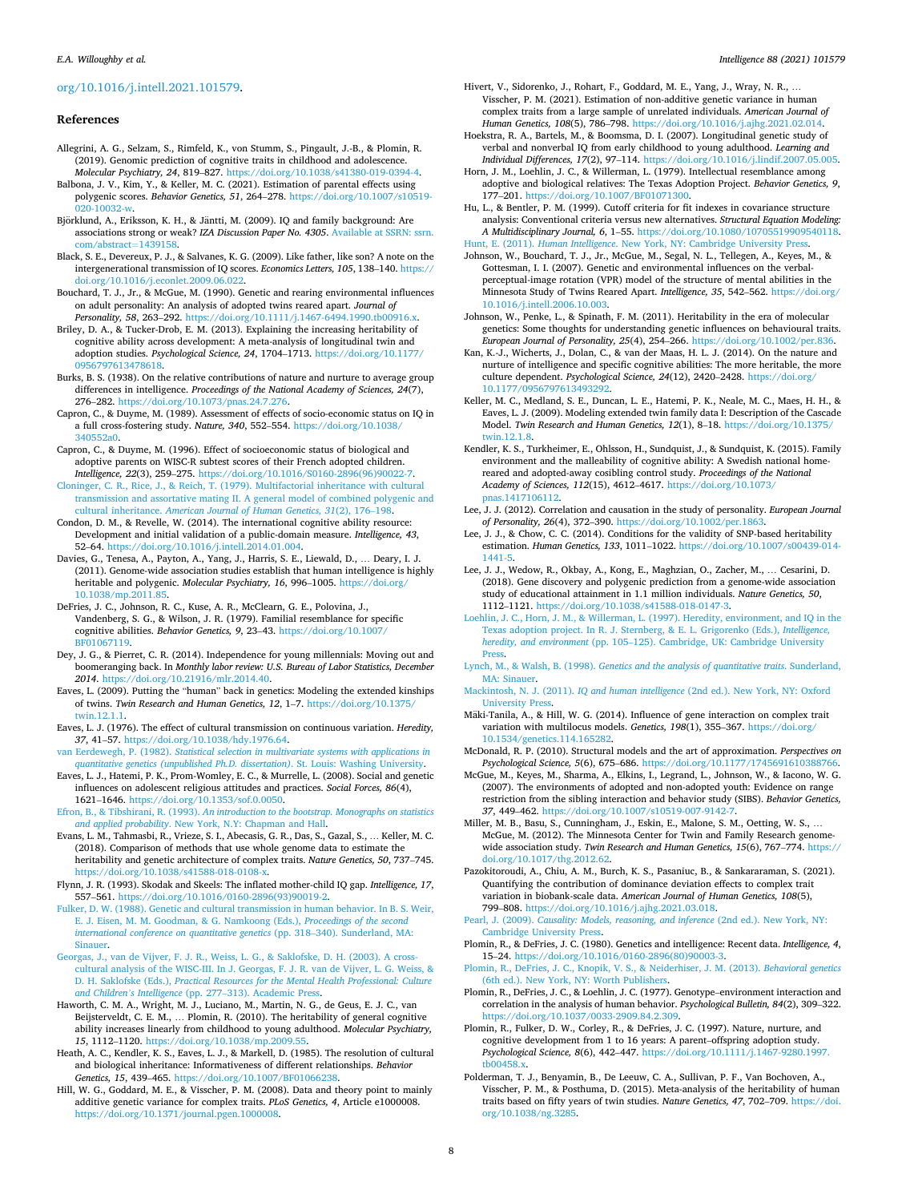org/10.1016/j.intell.2021.101579.

## References

Allegrini, A. G., Selzam, S., Rimfeld, K., von Stumm, S., Pingault, J.-B., & Plomin, R. (2019). Genomic prediction of cognitive traits in childhood and adolescence. *Molecular Psychiatry, 24*, 819–827. https://doi.org/10.1038/s41380-019-0394-4.

Balbona, J. V., Kim, Y., & Keller, M. C. (2021). Estimation of parental effects using polygenic scores. *Behavior Genetics, 51*, 264–278. https://doi.org/10.1007/s10519-020-10032-w.

Björklund, A., Eriksson, K. H., & Jäntti, M. (2009). IQ and family background: Are associations strong or weak? *IZA Discussion Paper No. 4305*. Available at SSRN: ssrn.com/abstract=1439158.

Black, S. E., Devereux, P. J., & Salvanes, K. G. (2009). Like father, like son? A note on the intergenerational transmission of IQ scores. *Economics Letters, 105*, 138–140. https://doi.org/10.1016/j.econlet.2009.06.022.

Bouchard, T. J., Jr., & McGue, M. (1990). Genetic and rearing environmental influences on adult personality: An analysis of adopted twins reared apart. *Journal of Personality, 58*, 263–292. https://doi.org/10.1111/j.1467-6494.1990.tb00916.x.

Briley, D. A., & Tucker-Drob, E. M. (2013). Explaining the increasing heritability of cognitive ability across development: A meta-analysis of longitudinal twin and adoption studies. *Psychological Science, 24*, 1704–1713. https://doi.org/10.1177/0956797613478618.

Burks, B. S. (1938). On the relative contributions of nature and nurture to average group differences in intelligence. *Proceedings of the National Academy of Sciences, 24*(7), 276–282. https://doi.org/10.1073/pnas.24.7.276.

Capron, C., & Duyme, M. (1989). Assessment of effects of socio-economic status on IQ in a full cross-fostering study. *Nature, 340*, 552–554. https://doi.org/10.1038/340552a0.

Capron, C., & Duyme, M. (1996). Effect of socioeconomic status of biological and adoptive parents on WISC-R subtest scores of their French adopted children. *Intelligence, 22*(3), 259–275. https://doi.org/10.1016/S0160-2896(96)90022-7.

Cloninger, C. R., Rice, J., & Reich, T. (1979). Multifactorial inheritance with cultural transmission and assortative mating II. A general model of combined polygenic and cultural inheritance. *American Journal of Human Genetics, 31*(2), 176–198.

Condon, D. M., & Revelle, W. (2014). The international cognitive ability resource: Development and initial validation of a public-domain measure. *Intelligence, 43*, 52–64. https://doi.org/10.1016/j.intell.2014.01.004.

Davies, G., Tenesa, A., Payton, A., Yang, J., Harris, S. E., Liewald, D., … Deary, I. J. (2011). Genome-wide association studies establish that human intelligence is highly heritable and polygenic. *Molecular Psychiatry, 16*, 996–1005. https://doi.org/10.1038/mp.2011.85.

DeFries, J. C., Johnson, R. C., Kuse, A. R., McClearn, G. E., Polovina, J., Vandenberg, S. G., & Wilson, J. R. (1979). Familial resemblance for specific cognitive abilities. *Behavior Genetics, 9*, 23–43. https://doi.org/10.1007/BF01067119.

Dey, J. G., & Pierret, C. R. (2014). Independence for young millennials: Moving out and boomeranging back. In *Monthly labor review: U.S. Bureau of Labor Statistics, December 2014*. https://doi.org/10.21916/mlr.2014.40.

Eaves, L. (2009). Putting the "human" back in genetics: Modeling the extended kinships of twins. *Twin Research and Human Genetics, 12*, 1–7. https://doi.org/10.1375/twin.12.1.1.

Eaves, L. J. (1976). The effect of cultural transmission on continuous variation. *Heredity, 37*, 41–57. https://doi.org/10.1038/hdy.1976.64.

van Eerdewegh, P. (1982). *Statistical selection in multivariate systems with applications in quantitative genetics (unpublished Ph.D. dissertation)*. St. Louis: Washing University.

Eaves, L. J., Hatemi, P. K., Prom-Womley, E. C., & Murrelle, L. (2008). Social and genetic influences on adolescent religious attitudes and practices. *Social Forces, 86*(4), 1621–1646. https://doi.org/10.1353/sof.0.0050.

Efron, B., & Tibshirani, R. (1993). *An introduction to the bootstrap. Monographs on statistics and applied probability*. New York, N.Y: Chapman and Hall.

Evans, L. M., Tahmasbi, R., Vrieze, S. I., Abecasis, G. R., Das, S., Gazal, S., … Keller, M. C. (2018). Comparison of methods that use whole genome data to estimate the heritability and genetic architecture of complex traits. *Nature Genetics, 50*, 737–745. https://doi.org/10.1038/s41588-018-0108-x.

Flynn, J. R. (1993). Skodak and Skeels: The inflated mother-child IQ gap. *Intelligence, 17*, 557–561. https://doi.org/10.1016/0160-2896(93)90019-2.

Fulker, D. W. (1988). Genetic and cultural transmission in human behavior. In B. S. Weir, E. J. Eisen, M. M. Goodman, & G. Namkoong (Eds.), *Proceedings of the second international conference on quantitative genetics* (pp. 318–340). Sunderland, MA: Sinauer.

Georgas, J., van de Vijver, F. J. R., Weiss, L. G., & Saklofske, D. H. (2003). A cross-cultural analysis of the WISC-III. In J. Georgas, F. J. R. van de Vijver, L. G. Weiss, & D. H. Saklofske (Eds.), *Practical Resources for the Mental Health Professional: Culture and Children's Intelligence* (pp. 277–313). Academic Press.

Haworth, C. M. A., Wright, M. J., Luciano, M., Martin, N. G., de Geus, E. J. C., van Beijsterveldt, C. E. M., … Plomin, R. (2010). The heritability of general cognitive ability increases linearly from childhood to young adulthood. *Molecular Psychiatry, 15*, 1112–1120. https://doi.org/10.1038/mp.2009.55.

Heath, A. C., Kendler, K. S., Eaves, L. J., & Markell, D. (1985). The resolution of cultural and biological inheritance: Informativeness of different relationships. *Behavior Genetics, 15*, 439–465. https://doi.org/10.1007/BF01066238.

Hill, W. G., Goddard, M. E., & Visscher, P. M. (2008). Data and theory point to mainly additive genetic variance for complex traits. *PLoS Genetics, 4*, Article e1000008. https://doi.org/10.1371/journal.pgen.1000008.

Hivert, V., Sidorenko, J., Rohart, F., Goddard, M. E., Yang, J., Wray, N. R., … Visscher, P. M. (2021). Estimation of non-additive genetic variance in human complex traits from a large sample of unrelated individuals. *American Journal of Human Genetics, 108*(5), 786–798. https://doi.org/10.1016/j.ajhg.2021.02.014.

Hoekstra, R. A., Bartels, M., & Boomsma, D. I. (2007). Longitudinal genetic study of verbal and nonverbal IQ from early childhood to young adulthood. *Learning and Individual Differences, 17*(2), 97–114. https://doi.org/10.1016/j.lindif.2007.05.005.

Horn, J. M., Loehlin, J. C., & Willerman, L. (1979). Intellectual resemblance among adoptive and biological relatives: The Texas Adoption Project. *Behavior Genetics, 9*, 177–201. https://doi.org/10.1007/BF01071300.

Hu, L., & Bentler, P. M. (1999). Cutoff criteria for fit indexes in covariance structure analysis: Conventional criteria versus new alternatives. *Structural Equation Modeling: A Multidisciplinary Journal, 6*, 1–55. https://doi.org/10.1080/10705519909540118.

Hunt, E. (2011). *Human Intelligence*. New York, NY: Cambridge University Press.

Johnson, W., Bouchard, T. J., Jr., McGue, M., Segal, N. L., Tellegen, A., Keyes, M., & Gottesman, I. I. (2007). Genetic and environmental influences on the verbal-perceptual-image rotation (VPR) model of the structure of mental abilities in the Minnesota Study of Twins Reared Apart. *Intelligence, 35*, 542–562. https://doi.org/10.1016/j.intell.2006.10.003.

Johnson, W., Penke, L., & Spinath, F. M. (2011). Heritability in the era of molecular genetics: Some thoughts for understanding genetic influences on behavioural traits. *European Journal of Personality, 25*(4), 254–266. https://doi.org/10.1002/per.836.

Kan, K.-J., Wicherts, J., Dolan, C., & van der Maas, H. L. J. (2014). On the nature and nurture of intelligence and specific cognitive abilities: The more heritable, the more culture dependent. *Psychological Science, 24*(12), 2420–2428. https://doi.org/10.1177/0956797613493292.

Keller, M. C., Medland, S. E., Duncan, L. E., Hatemi, P. K., Neale, M. C., Maes, H. H., & Eaves, L. J. (2009). Modeling extended twin family data I: Description of the Cascade Model. *Twin Research and Human Genetics, 12*(1), 8–18. https://doi.org/10.1375/twin.12.1.8.

Kendler, K. S., Turkheimer, E., Ohlsson, H., Sundquist, J., & Sundquist, K. (2015). Family environment and the malleability of cognitive ability: A Swedish national home-reared and adopted-away cosibling control study. *Proceedings of the National Academy of Sciences, 112*(15), 4612–4617. https://doi.org/10.1073/pnas.1417106112.

Lee, J. J. (2012). Correlation and causation in the study of personality. *European Journal of Personality, 26*(4), 372–390. https://doi.org/10.1002/per.1863.

Lee, J. J., & Chow, C. C. (2014). Conditions for the validity of SNP-based heritability estimation. *Human Genetics, 133*, 1011–1022. https://doi.org/10.1007/s00439-014-1441-5.

Lee, J. J., Wedow, R., Okbay, A., Kong, E., Maghzian, O., Zacher, M., … Cesarini, D. (2018). Gene discovery and polygenic prediction from a genome-wide association study of educational attainment in 1.1 million individuals. *Nature Genetics, 50*, 1112–1121. https://doi.org/10.1038/s41588-018-0147-3.

Loehlin, J. C., Horn, J. M., & Willerman, L. (1997). Heredity, environment, and IQ in the Texas adoption project. In R. J. Sternberg, & E. L. Grigorenko (Eds.), *Intelligence, heredity, and environment* (pp. 105–125). Cambridge, UK: Cambridge University Press.

Lynch, M., & Walsh, B. (1998). *Genetics and the analysis of quantitative traits*. Sunderland, MA: Sinauer.

Mackintosh, N. J. (2011). *IQ and human intelligence* (2nd ed.). New York, NY: Oxford University Press.

Mäki-Tanila, A., & Hill, W. G. (2014). Influence of gene interaction on complex trait variation with multilocus models. *Genetics, 198*(1), 355–367. https://doi.org/10.1534/genetics.114.165282.

McDonald, R. P. (2010). Structural models and the art of approximation. *Perspectives on Psychological Science, 5*(6), 675–686. https://doi.org/10.1177/1745691610388766.

McGue, M., Keyes, M., Sharma, A., Elkins, I., Legrand, L., Johnson, W., & Iacono, W. G. (2007). The environments of adopted and non-adopted youth: Evidence on range restriction from the sibling interaction and behavior study (SIBS). *Behavior Genetics, 37*, 449–462. https://doi.org/10.1007/s10519-007-9142-7.

Miller, M. B., Basu, S., Cunningham, J., Eskin, E., Malone, S. M., Oetting, W. S., … McGue, M. (2012). The Minnesota Center for Twin and Family Research genome-wide association study. *Twin Research and Human Genetics, 15*(6), 767–774. https://doi.org/10.1017/thg.2012.62.

Pazokitoroudi, A., Chiu, A. M., Burch, K. S., Pasaniuc, B., & Sankararaman, S. (2021). Quantifying the contribution of dominance deviation effects to complex trait variation in biobank-scale data. *American Journal of Human Genetics, 108*(5), 799–808. https://doi.org/10.1016/j.ajhg.2021.03.018.

Pearl, J. (2009). *Causality: Models, reasoning, and inference* (2nd ed.). New York, NY: Cambridge University Press.

Plomin, R., & DeFries, J. C. (1980). Genetics and intelligence: Recent data. *Intelligence, 4*, 15–24. https://doi.org/10.1016/0160-2896(80)90003-3.

Plomin, R., DeFries, J. C., Knopik, V. S., & Neiderhiser, J. M. (2013). *Behavioral genetics* (6th ed.). New York, NY: Worth Publishers.

Plomin, R., DeFries, J. C., & Loehlin, J. C. (1977). Genotype–environment interaction and correlation in the analysis of human behavior. *Psychological Bulletin, 84*(2), 309–322. https://doi.org/10.1037/0033-2909.84.2.309.

Plomin, R., Fulker, D. W., Corley, R., & DeFries, J. C. (1997). Nature, nurture, and cognitive development from 1 to 16 years: A parent–offspring adoption study. *Psychological Science, 8*(6), 442–447. https://doi.org/10.1111/j.1467-9280.1997.tb00458.x.

Polderman, T. J., Benyamin, B., De Leeuw, C. A., Sullivan, P. F., Van Bochoven, A., Visscher, P. M., & Posthuma, D. (2015). Meta-analysis of the heritability of human traits based on fifty years of twin studies. *Nature Genetics, 47*, 702–709. https://doi.org/10.1038/ng.3285.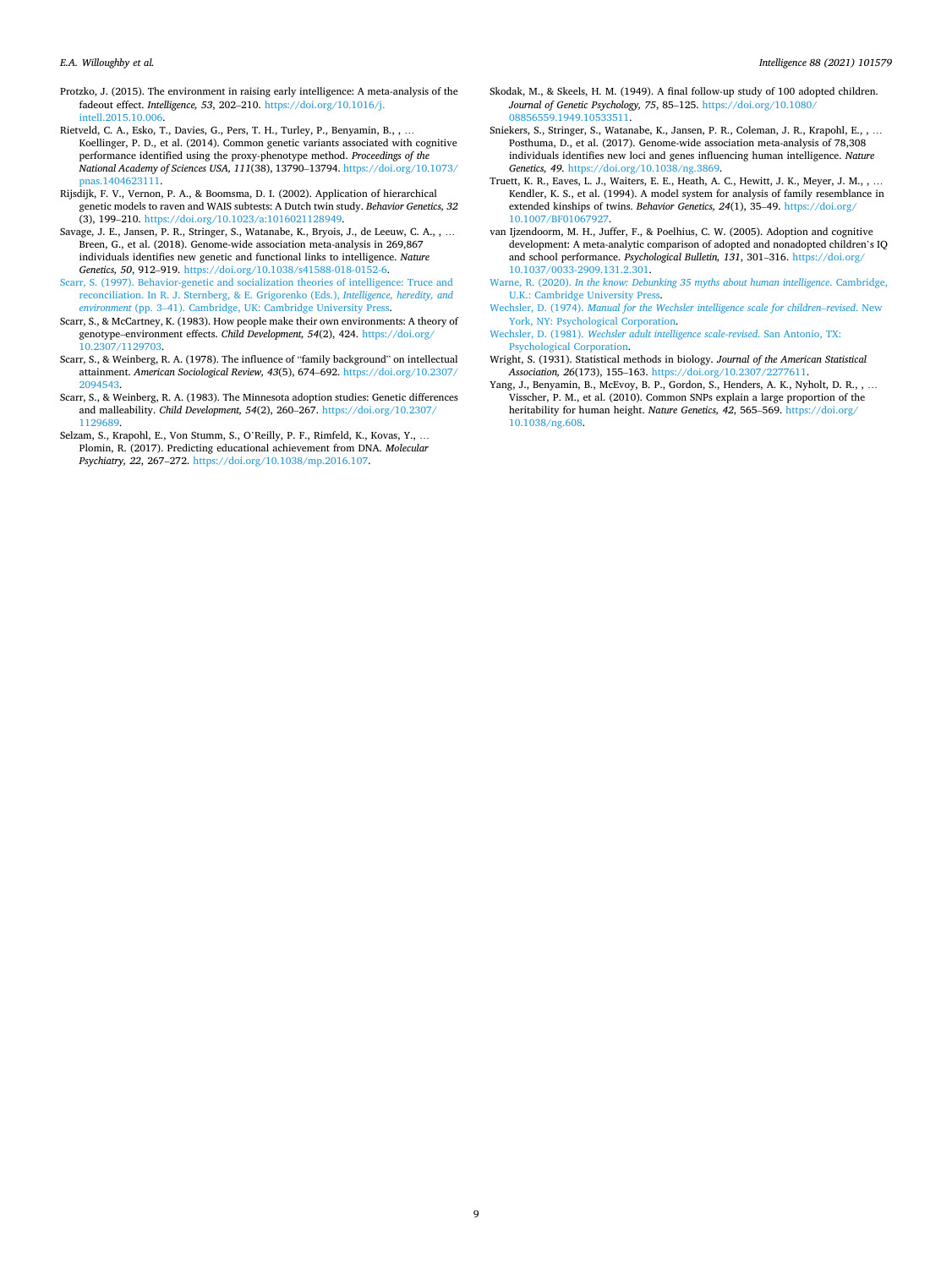Protzko, J. (2015). The environment in raising early intelligence: A meta-analysis of the fadeout effect. *Intelligence, 53*, 202–210. https://doi.org/10.1016/j.intell.2015.10.006.

Rietveld, C. A., Esko, T., Davies, G., Pers, T. H., Turley, P., Benyamin, B., , … Koellinger, P. D., et al. (2014). Common genetic variants associated with cognitive performance identified using the proxy-phenotype method. *Proceedings of the National Academy of Sciences USA, 111*(38), 13790–13794. https://doi.org/10.1073/pnas.1404623111.

Rijsdijk, F. V., Vernon, P. A., & Boomsma, D. I. (2002). Application of hierarchical genetic models to raven and WAIS subtests: A Dutch twin study. *Behavior Genetics, 32* (3), 199–210. https://doi.org/10.1023/a:1016021128949.

Savage, J. E., Jansen, P. R., Stringer, S., Watanabe, K., Bryois, J., de Leeuw, C. A., , … Breen, G., et al. (2018). Genome-wide association meta-analysis in 269,867 individuals identifies new genetic and functional links to intelligence. *Nature Genetics, 50*, 912–919. https://doi.org/10.1038/s41588-018-0152-6.

Scarr, S. (1997). Behavior-genetic and socialization theories of intelligence: Truce and reconciliation. In R. J. Sternberg, & E. Grigorenko (Eds.), *Intelligence, heredity, and environment* (pp. 3–41). Cambridge, UK: Cambridge University Press.

Scarr, S., & McCartney, K. (1983). How people make their own environments: A theory of genotype–environment effects. *Child Development, 54*(2), 424. https://doi.org/10.2307/1129703.

Scarr, S., & Weinberg, R. A. (1978). The influence of "family background" on intellectual attainment. *American Sociological Review, 43*(5), 674–692. https://doi.org/10.2307/2094543.

Scarr, S., & Weinberg, R. A. (1983). The Minnesota adoption studies: Genetic differences and malleability. *Child Development, 54*(2), 260–267. https://doi.org/10.2307/1129689.

Selzam, S., Krapohl, E., Von Stumm, S., O'Reilly, P. F., Rimfeld, K., Kovas, Y., … Plomin, R. (2017). Predicting educational achievement from DNA. *Molecular Psychiatry, 22*, 267–272. https://doi.org/10.1038/mp.2016.107.

Skodak, M., & Skeels, H. M. (1949). A final follow-up study of 100 adopted children. *Journal of Genetic Psychology, 75*, 85–125. https://doi.org/10.1080/08856559.1949.10533511.

Sniekers, S., Stringer, S., Watanabe, K., Jansen, P. R., Coleman, J. R., Krapohl, E., , … Posthuma, D., et al. (2017). Genome-wide association meta-analysis of 78,308 individuals identifies new loci and genes influencing human intelligence. *Nature Genetics, 49*. https://doi.org/10.1038/ng.3869.

Truett, K. R., Eaves, L. J., Waiters, E. E., Heath, A. C., Hewitt, J. K., Meyer, J. M., , … Kendler, K. S., et al. (1994). A model system for analysis of family resemblance in extended kinships of twins. *Behavior Genetics, 24*(1), 35–49. https://doi.org/10.1007/BF01067927.

van Ijzendoorm, M. H., Juffer, F., & Poelhius, C. W. (2005). Adoption and cognitive development: A meta-analytic comparison of adopted and nonadopted children's IQ and school performance. *Psychological Bulletin, 131*, 301–316. https://doi.org/10.1037/0033-2909.131.2.301.

Warne, R. (2020). *In the know: Debunking 35 myths about human intelligence*. Cambridge, U.K.: Cambridge University Press.

Wechsler, D. (1974). *Manual for the Wechsler intelligence scale for children–revised*. New York, NY: Psychological Corporation.

Wechsler, D. (1981). *Wechsler adult intelligence scale-revised*. San Antonio, TX: Psychological Corporation.

Wright, S. (1931). Statistical methods in biology. *Journal of the American Statistical Association, 26*(173), 155–163. https://doi.org/10.2307/2277611.

Yang, J., Benyamin, B., McEvoy, B. P., Gordon, S., Henders, A. K., Nyholt, D. R., , … Visscher, P. M., et al. (2010). Common SNPs explain a large proportion of the heritability for human height. *Nature Genetics, 42*, 565–569. https://doi.org/10.1038/ng.608.